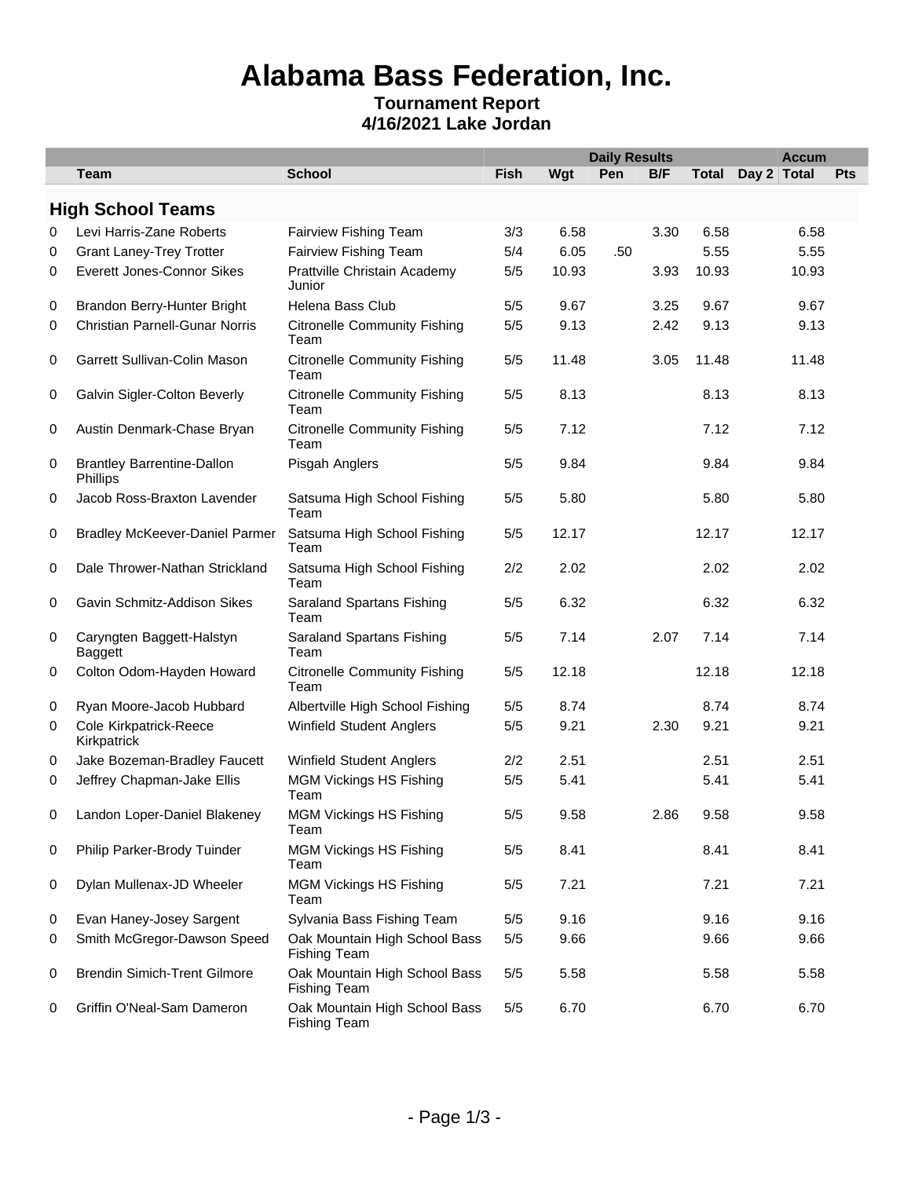# Alabama Bass Federation, Inc.

**Tournament Report**

**4/16/2021 Lake Jordan**

| | | | Daily Results | | | | | | Accum | |
|---|---|---|---|---|---|---|---|---|---|---|
| | Team | School | Fish | Wgt | Pen | B/F | Total | Day 2 | Total | Pts |
| **High School Teams** | | | | | | | | | | |
| 0 | Levi Harris-Zane Roberts | Fairview Fishing Team | 3/3 | 6.58 | | 3.30 | 6.58 | | 6.58 | |
| 0 | Grant Laney-Trey Trotter | Fairview Fishing Team | 5/4 | 6.05 | .50 | | 5.55 | | 5.55 | |
| 0 | Everett Jones-Connor Sikes | Prattville Christain Academy Junior | 5/5 | 10.93 | | 3.93 | 10.93 | | 10.93 | |
| 0 | Brandon Berry-Hunter Bright | Helena Bass Club | 5/5 | 9.67 | | 3.25 | 9.67 | | 9.67 | |
| 0 | Christian Parnell-Gunar Norris | Citronelle Community Fishing Team | 5/5 | 9.13 | | 2.42 | 9.13 | | 9.13 | |
| 0 | Garrett Sullivan-Colin Mason | Citronelle Community Fishing Team | 5/5 | 11.48 | | 3.05 | 11.48 | | 11.48 | |
| 0 | Galvin Sigler-Colton Beverly | Citronelle Community Fishing Team | 5/5 | 8.13 | | | 8.13 | | 8.13 | |
| 0 | Austin Denmark-Chase Bryan | Citronelle Community Fishing Team | 5/5 | 7.12 | | | 7.12 | | 7.12 | |
| 0 | Brantley Barrentine-Dallon Phillips | Pisgah Anglers | 5/5 | 9.84 | | | 9.84 | | 9.84 | |
| 0 | Jacob Ross-Braxton Lavender | Satsuma High School Fishing Team | 5/5 | 5.80 | | | 5.80 | | 5.80 | |
| 0 | Bradley McKeever-Daniel Parmer | Satsuma High School Fishing Team | 5/5 | 12.17 | | | 12.17 | | 12.17 | |
| 0 | Dale Thrower-Nathan Strickland | Satsuma High School Fishing Team | 2/2 | 2.02 | | | 2.02 | | 2.02 | |
| 0 | Gavin Schmitz-Addison Sikes | Saraland Spartans Fishing Team | 5/5 | 6.32 | | | 6.32 | | 6.32 | |
| 0 | Caryngten Baggett-Halstyn Baggett | Saraland Spartans Fishing Team | 5/5 | 7.14 | | 2.07 | 7.14 | | 7.14 | |
| 0 | Colton Odom-Hayden Howard | Citronelle Community Fishing Team | 5/5 | 12.18 | | | 12.18 | | 12.18 | |
| 0 | Ryan Moore-Jacob Hubbard | Albertville High School Fishing | 5/5 | 8.74 | | | 8.74 | | 8.74 | |
| 0 | Cole Kirkpatrick-Reece Kirkpatrick | Winfield Student Anglers | 5/5 | 9.21 | | 2.30 | 9.21 | | 9.21 | |
| 0 | Jake Bozeman-Bradley Faucett | Winfield Student Anglers | 2/2 | 2.51 | | | 2.51 | | 2.51 | |
| 0 | Jeffrey Chapman-Jake Ellis | MGM Vickings HS Fishing Team | 5/5 | 5.41 | | | 5.41 | | 5.41 | |
| 0 | Landon Loper-Daniel Blakeney | MGM Vickings HS Fishing Team | 5/5 | 9.58 | | 2.86 | 9.58 | | 9.58 | |
| 0 | Philip Parker-Brody Tuinder | MGM Vickings HS Fishing Team | 5/5 | 8.41 | | | 8.41 | | 8.41 | |
| 0 | Dylan Mullenax-JD Wheeler | MGM Vickings HS Fishing Team | 5/5 | 7.21 | | | 7.21 | | 7.21 | |
| 0 | Evan Haney-Josey Sargent | Sylvania Bass Fishing Team | 5/5 | 9.16 | | | 9.16 | | 9.16 | |
| 0 | Smith McGregor-Dawson Speed | Oak Mountain High School Bass Fishing Team | 5/5 | 9.66 | | | 9.66 | | 9.66 | |
| 0 | Brendin Simich-Trent Gilmore | Oak Mountain High School Bass Fishing Team | 5/5 | 5.58 | | | 5.58 | | 5.58 | |
| 0 | Griffin O'Neal-Sam Dameron | Oak Mountain High School Bass Fishing Team | 5/5 | 6.70 | | | 6.70 | | 6.70 | |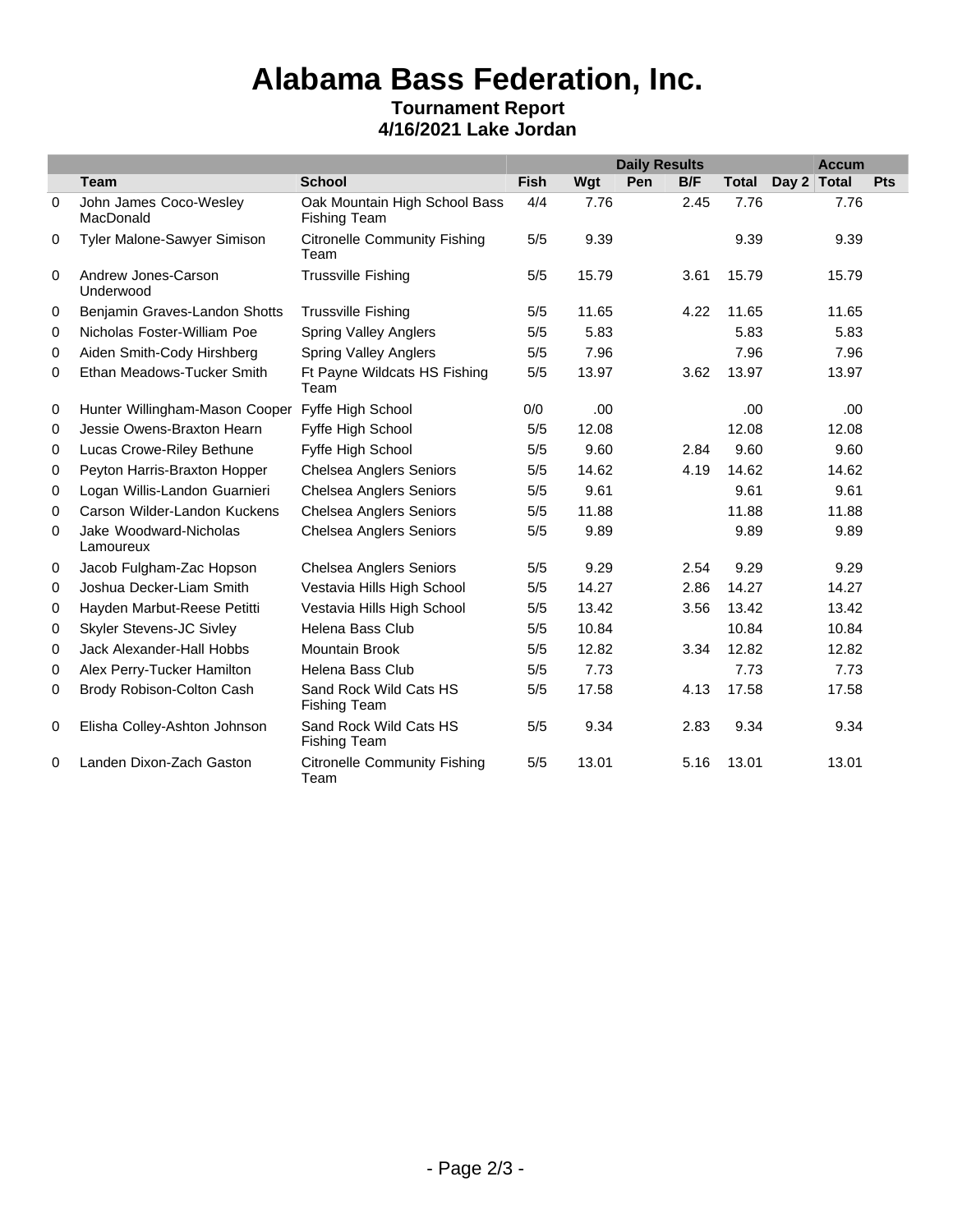# Alabama Bass Federation, Inc.

**Tournament Report**

**4/16/2021 Lake Jordan**

| | | | Daily Results | | | | | | Accum | |
|---|---|---|---|---|---|---|---|---|---|---|
| | **Team** | **School** | **Fish** | **Wgt** | **Pen** | **B/F** | **Total** | **Day 2** | **Total** | **Pts** |
| 0 | John James Coco-Wesley MacDonald | Oak Mountain High School Bass Fishing Team | 4/4 | 7.76 | | 2.45 | 7.76 | | 7.76 | |
| 0 | Tyler Malone-Sawyer Simison | Citronelle Community Fishing Team | 5/5 | 9.39 | | | 9.39 | | 9.39 | |
| 0 | Andrew Jones-Carson Underwood | Trussville Fishing | 5/5 | 15.79 | | 3.61 | 15.79 | | 15.79 | |
| 0 | Benjamin Graves-Landon Shotts | Trussville Fishing | 5/5 | 11.65 | | 4.22 | 11.65 | | 11.65 | |
| 0 | Nicholas Foster-William Poe | Spring Valley Anglers | 5/5 | 5.83 | | | 5.83 | | 5.83 | |
| 0 | Aiden Smith-Cody Hirshberg | Spring Valley Anglers | 5/5 | 7.96 | | | 7.96 | | 7.96 | |
| 0 | Ethan Meadows-Tucker Smith | Ft Payne Wildcats HS Fishing Team | 5/5 | 13.97 | | 3.62 | 13.97 | | 13.97 | |
| 0 | Hunter Willingham-Mason Cooper | Fyffe High School | 0/0 | .00 | | | .00 | | .00 | |
| 0 | Jessie Owens-Braxton Hearn | Fyffe High School | 5/5 | 12.08 | | | 12.08 | | 12.08 | |
| 0 | Lucas Crowe-Riley Bethune | Fyffe High School | 5/5 | 9.60 | | 2.84 | 9.60 | | 9.60 | |
| 0 | Peyton Harris-Braxton Hopper | Chelsea Anglers Seniors | 5/5 | 14.62 | | 4.19 | 14.62 | | 14.62 | |
| 0 | Logan Willis-Landon Guarnieri | Chelsea Anglers Seniors | 5/5 | 9.61 | | | 9.61 | | 9.61 | |
| 0 | Carson Wilder-Landon Kuckens | Chelsea Anglers Seniors | 5/5 | 11.88 | | | 11.88 | | 11.88 | |
| 0 | Jake Woodward-Nicholas Lamoureux | Chelsea Anglers Seniors | 5/5 | 9.89 | | | 9.89 | | 9.89 | |
| 0 | Jacob Fulgham-Zac Hopson | Chelsea Anglers Seniors | 5/5 | 9.29 | | 2.54 | 9.29 | | 9.29 | |
| 0 | Joshua Decker-Liam Smith | Vestavia Hills High School | 5/5 | 14.27 | | 2.86 | 14.27 | | 14.27 | |
| 0 | Hayden Marbut-Reese Petitti | Vestavia Hills High School | 5/5 | 13.42 | | 3.56 | 13.42 | | 13.42 | |
| 0 | Skyler Stevens-JC Sivley | Helena Bass Club | 5/5 | 10.84 | | | 10.84 | | 10.84 | |
| 0 | Jack Alexander-Hall Hobbs | Mountain Brook | 5/5 | 12.82 | | 3.34 | 12.82 | | 12.82 | |
| 0 | Alex Perry-Tucker Hamilton | Helena Bass Club | 5/5 | 7.73 | | | 7.73 | | 7.73 | |
| 0 | Brody Robison-Colton Cash | Sand Rock Wild Cats HS Fishing Team | 5/5 | 17.58 | | 4.13 | 17.58 | | 17.58 | |
| 0 | Elisha Colley-Ashton Johnson | Sand Rock Wild Cats HS Fishing Team | 5/5 | 9.34 | | 2.83 | 9.34 | | 9.34 | |
| 0 | Landen Dixon-Zach Gaston | Citronelle Community Fishing Team | 5/5 | 13.01 | | 5.16 | 13.01 | | 13.01 | |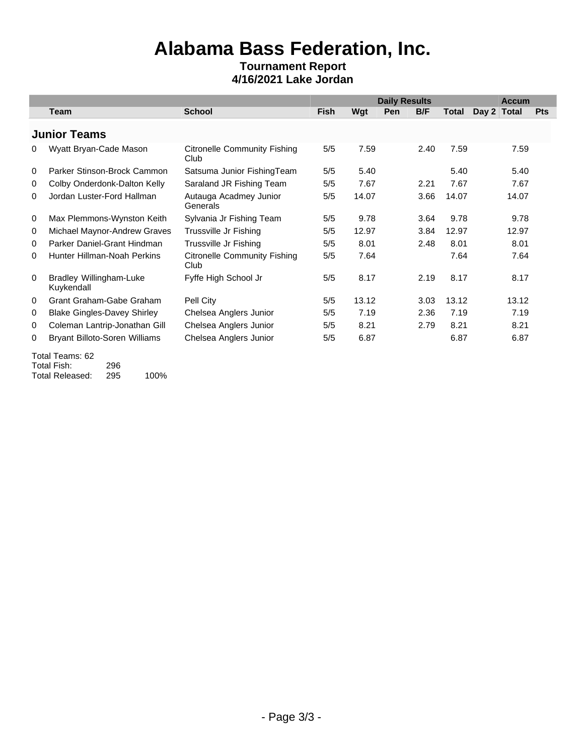# Alabama Bass Federation, Inc.

**Tournament Report**
**4/16/2021 Lake Jordan**

| | | | Daily Results | | | | | | Accum | |
|---|---|---|---|---|---|---|---|---|---|---|
| | Team | School | Fish | Wgt | Pen | B/F | Total | Day 2 | Total | Pts |
| | **Junior Teams** | | | | | | | | | |
| 0 | Wyatt Bryan-Cade Mason | Citronelle Community Fishing Club | 5/5 | 7.59 | | 2.40 | 7.59 | | 7.59 | |
| 0 | Parker Stinson-Brock Cammon | Satsuma Junior FishingTeam | 5/5 | 5.40 | | | 5.40 | | 5.40 | |
| 0 | Colby Onderdonk-Dalton Kelly | Saraland JR Fishing Team | 5/5 | 7.67 | | 2.21 | 7.67 | | 7.67 | |
| 0 | Jordan Luster-Ford Hallman | Autauga Acadmey Junior Generals | 5/5 | 14.07 | | 3.66 | 14.07 | | 14.07 | |
| 0 | Max Plemmons-Wynston Keith | Sylvania Jr Fishing Team | 5/5 | 9.78 | | 3.64 | 9.78 | | 9.78 | |
| 0 | Michael Maynor-Andrew Graves | Trussville Jr Fishing | 5/5 | 12.97 | | 3.84 | 12.97 | | 12.97 | |
| 0 | Parker Daniel-Grant Hindman | Trussville Jr Fishing | 5/5 | 8.01 | | 2.48 | 8.01 | | 8.01 | |
| 0 | Hunter Hillman-Noah Perkins | Citronelle Community Fishing Club | 5/5 | 7.64 | | | 7.64 | | 7.64 | |
| 0 | Bradley Willingham-Luke Kuykendall | Fyffe High School Jr | 5/5 | 8.17 | | 2.19 | 8.17 | | 8.17 | |
| 0 | Grant Graham-Gabe Graham | Pell City | 5/5 | 13.12 | | 3.03 | 13.12 | | 13.12 | |
| 0 | Blake Gingles-Davey Shirley | Chelsea Anglers Junior | 5/5 | 7.19 | | 2.36 | 7.19 | | 7.19 | |
| 0 | Coleman Lantrip-Jonathan Gill | Chelsea Anglers Junior | 5/5 | 8.21 | | 2.79 | 8.21 | | 8.21 | |
| 0 | Bryant Billoto-Soren Williams | Chelsea Anglers Junior | 5/5 | 6.87 | | | 6.87 | | 6.87 | |

Total Teams: 62
Total Fish: 296
Total Released: 295 100%